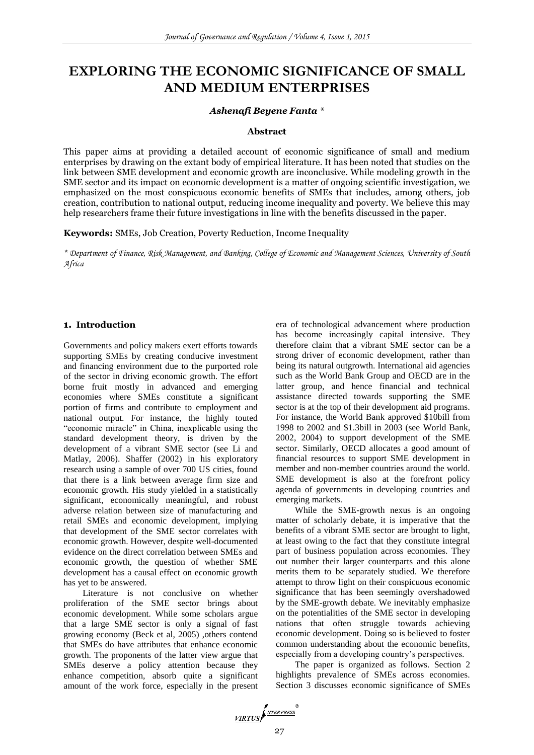# EXPLORING THE ECONOMIC SIGNIFICANCE OF SMALL AND MEDIUM ENTERPRISES

***Ashenafi Beyene Fanta \****

**Abstract**

This paper aims at providing a detailed account of economic significance of small and medium enterprises by drawing on the extant body of empirical literature. It has been noted that studies on the link between SME development and economic growth are inconclusive. While modeling growth in the SME sector and its impact on economic development is a matter of ongoing scientific investigation, we emphasized on the most conspicuous economic benefits of SMEs that includes, among others, job creation, contribution to national output, reducing income inequality and poverty. We believe this may help researchers frame their future investigations in line with the benefits discussed in the paper.

**Keywords:** SMEs, Job Creation, Poverty Reduction, Income Inequality

*\* Department of Finance, Risk Management, and Banking, College of Economic and Management Sciences, University of South Africa*

## 1. Introduction

Governments and policy makers exert efforts towards supporting SMEs by creating conducive investment and financing environment due to the purported role of the sector in driving economic growth. The effort borne fruit mostly in advanced and emerging economies where SMEs constitute a significant portion of firms and contribute to employment and national output. For instance, the highly touted "economic miracle" in China, inexplicable using the standard development theory, is driven by the development of a vibrant SME sector (see Li and Matlay, 2006). Shaffer (2002) in his exploratory research using a sample of over 700 US cities, found that there is a link between average firm size and economic growth. His study yielded in a statistically significant, economically meaningful, and robust adverse relation between size of manufacturing and retail SMEs and economic development, implying that development of the SME sector correlates with economic growth. However, despite well-documented evidence on the direct correlation between SMEs and economic growth, the question of whether SME development has a causal effect on economic growth has yet to be answered.

Literature is not conclusive on whether proliferation of the SME sector brings about economic development. While some scholars argue that a large SME sector is only a signal of fast growing economy (Beck et al, 2005) ,others contend that SMEs do have attributes that enhance economic growth. The proponents of the latter view argue that SMEs deserve a policy attention because they enhance competition, absorb quite a significant amount of the work force, especially in the present era of technological advancement where production has become increasingly capital intensive. They therefore claim that a vibrant SME sector can be a strong driver of economic development, rather than being its natural outgrowth. International aid agencies such as the World Bank Group and OECD are in the latter group, and hence financial and technical assistance directed towards supporting the SME sector is at the top of their development aid programs. For instance, the World Bank approved $10bill from 1998 to 2002 and $1.3bill in 2003 (see World Bank, 2002, 2004) to support development of the SME sector. Similarly, OECD allocates a good amount of financial resources to support SME development in member and non-member countries around the world. SME development is also at the forefront policy agenda of governments in developing countries and emerging markets.

While the SME-growth nexus is an ongoing matter of scholarly debate, it is imperative that the benefits of a vibrant SME sector are brought to light, at least owing to the fact that they constitute integral part of business population across economies. They out number their larger counterparts and this alone merits them to be separately studied. We therefore attempt to throw light on their conspicuous economic significance that has been seemingly overshadowed by the SME-growth debate. We inevitably emphasize on the potentialities of the SME sector in developing nations that often struggle towards achieving economic development. Doing so is believed to foster common understanding about the economic benefits, especially from a developing country's perspectives.

The paper is organized as follows. Section 2 highlights prevalence of SMEs across economies. Section 3 discusses economic significance of SMEs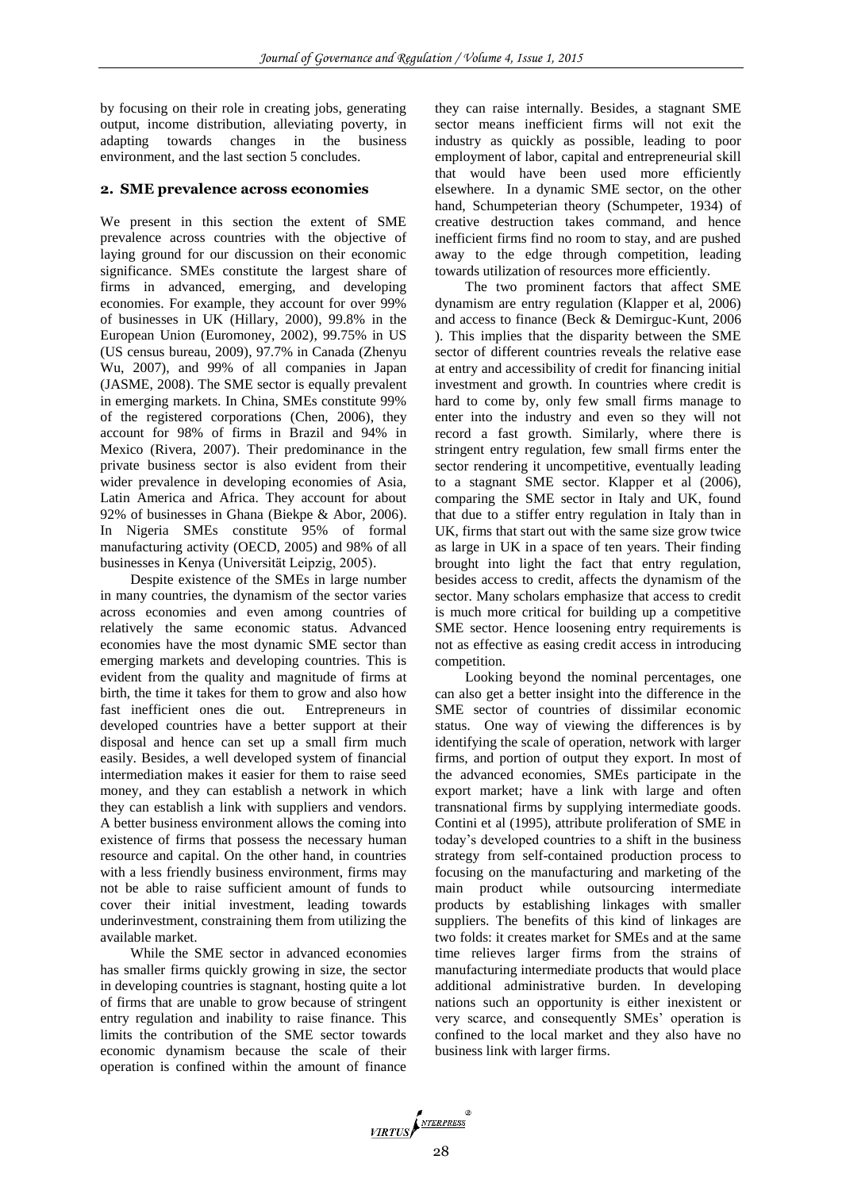by focusing on their role in creating jobs, generating output, income distribution, alleviating poverty, in adapting towards changes in the business environment, and the last section 5 concludes.

## 2. SME prevalence across economies

We present in this section the extent of SME prevalence across countries with the objective of laying ground for our discussion on their economic significance. SMEs constitute the largest share of firms in advanced, emerging, and developing economies. For example, they account for over 99% of businesses in UK (Hillary, 2000), 99.8% in the European Union (Euromoney, 2002), 99.75% in US (US census bureau, 2009), 97.7% in Canada (Zhenyu Wu, 2007), and 99% of all companies in Japan (JASME, 2008). The SME sector is equally prevalent in emerging markets. In China, SMEs constitute 99% of the registered corporations (Chen, 2006), they account for 98% of firms in Brazil and 94% in Mexico (Rivera, 2007). Their predominance in the private business sector is also evident from their wider prevalence in developing economies of Asia, Latin America and Africa. They account for about 92% of businesses in Ghana (Biekpe & Abor, 2006). In Nigeria SMEs constitute 95% of formal manufacturing activity (OECD, 2005) and 98% of all businesses in Kenya (Universität Leipzig, 2005).

Despite existence of the SMEs in large number in many countries, the dynamism of the sector varies across economies and even among countries of relatively the same economic status. Advanced economies have the most dynamic SME sector than emerging markets and developing countries. This is evident from the quality and magnitude of firms at birth, the time it takes for them to grow and also how fast inefficient ones die out. Entrepreneurs in developed countries have a better support at their disposal and hence can set up a small firm much easily. Besides, a well developed system of financial intermediation makes it easier for them to raise seed money, and they can establish a network in which they can establish a link with suppliers and vendors. A better business environment allows the coming into existence of firms that possess the necessary human resource and capital. On the other hand, in countries with a less friendly business environment, firms may not be able to raise sufficient amount of funds to cover their initial investment, leading towards underinvestment, constraining them from utilizing the available market.

While the SME sector in advanced economies has smaller firms quickly growing in size, the sector in developing countries is stagnant, hosting quite a lot of firms that are unable to grow because of stringent entry regulation and inability to raise finance. This limits the contribution of the SME sector towards economic dynamism because the scale of their operation is confined within the amount of finance they can raise internally. Besides, a stagnant SME sector means inefficient firms will not exit the industry as quickly as possible, leading to poor employment of labor, capital and entrepreneurial skill that would have been used more efficiently elsewhere. In a dynamic SME sector, on the other hand, Schumpeterian theory (Schumpeter, 1934) of creative destruction takes command, and hence inefficient firms find no room to stay, and are pushed away to the edge through competition, leading towards utilization of resources more efficiently.

The two prominent factors that affect SME dynamism are entry regulation (Klapper et al, 2006) and access to finance (Beck & Demirguc-Kunt, 2006 ). This implies that the disparity between the SME sector of different countries reveals the relative ease at entry and accessibility of credit for financing initial investment and growth. In countries where credit is hard to come by, only few small firms manage to enter into the industry and even so they will not record a fast growth. Similarly, where there is stringent entry regulation, few small firms enter the sector rendering it uncompetitive, eventually leading to a stagnant SME sector. Klapper et al (2006), comparing the SME sector in Italy and UK, found that due to a stiffer entry regulation in Italy than in UK, firms that start out with the same size grow twice as large in UK in a space of ten years. Their finding brought into light the fact that entry regulation, besides access to credit, affects the dynamism of the sector. Many scholars emphasize that access to credit is much more critical for building up a competitive SME sector. Hence loosening entry requirements is not as effective as easing credit access in introducing competition.

Looking beyond the nominal percentages, one can also get a better insight into the difference in the SME sector of countries of dissimilar economic status. One way of viewing the differences is by identifying the scale of operation, network with larger firms, and portion of output they export. In most of the advanced economies, SMEs participate in the export market; have a link with large and often transnational firms by supplying intermediate goods. Contini et al (1995), attribute proliferation of SME in today's developed countries to a shift in the business strategy from self-contained production process to focusing on the manufacturing and marketing of the main product while outsourcing intermediate products by establishing linkages with smaller suppliers. The benefits of this kind of linkages are two folds: it creates market for SMEs and at the same time relieves larger firms from the strains of manufacturing intermediate products that would place additional administrative burden. In developing nations such an opportunity is either inexistent or very scarce, and consequently SMEs' operation is confined to the local market and they also have no business link with larger firms.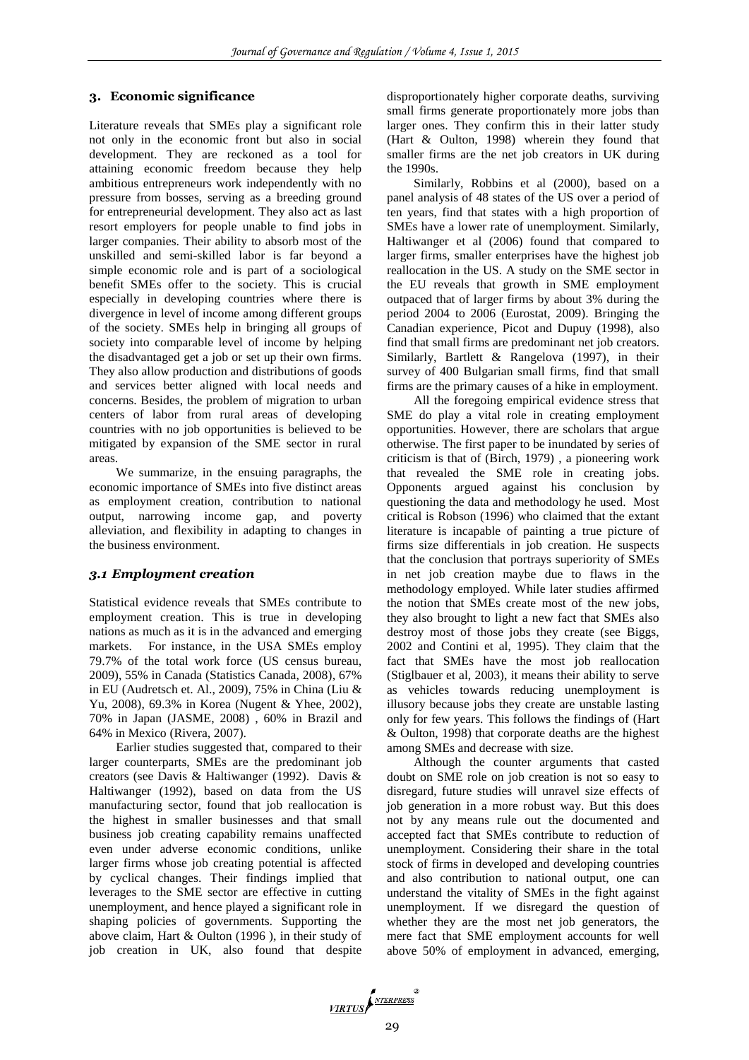## 3. Economic significance

Literature reveals that SMEs play a significant role not only in the economic front but also in social development. They are reckoned as a tool for attaining economic freedom because they help ambitious entrepreneurs work independently with no pressure from bosses, serving as a breeding ground for entrepreneurial development. They also act as last resort employers for people unable to find jobs in larger companies. Their ability to absorb most of the unskilled and semi-skilled labor is far beyond a simple economic role and is part of a sociological benefit SMEs offer to the society. This is crucial especially in developing countries where there is divergence in level of income among different groups of the society. SMEs help in bringing all groups of society into comparable level of income by helping the disadvantaged get a job or set up their own firms. They also allow production and distributions of goods and services better aligned with local needs and concerns. Besides, the problem of migration to urban centers of labor from rural areas of developing countries with no job opportunities is believed to be mitigated by expansion of the SME sector in rural areas.

We summarize, in the ensuing paragraphs, the economic importance of SMEs into five distinct areas as employment creation, contribution to national output, narrowing income gap, and poverty alleviation, and flexibility in adapting to changes in the business environment.

### *3.1 Employment creation*

Statistical evidence reveals that SMEs contribute to employment creation. This is true in developing nations as much as it is in the advanced and emerging markets. For instance, in the USA SMEs employ 79.7% of the total work force (US census bureau, 2009), 55% in Canada (Statistics Canada, 2008), 67% in EU (Audretsch et. Al., 2009), 75% in China (Liu & Yu, 2008), 69.3% in Korea (Nugent & Yhee, 2002), 70% in Japan (JASME, 2008) , 60% in Brazil and 64% in Mexico (Rivera, 2007).

Earlier studies suggested that, compared to their larger counterparts, SMEs are the predominant job creators (see Davis & Haltiwanger (1992). Davis & Haltiwanger (1992), based on data from the US manufacturing sector, found that job reallocation is the highest in smaller businesses and that small business job creating capability remains unaffected even under adverse economic conditions, unlike larger firms whose job creating potential is affected by cyclical changes. Their findings implied that leverages to the SME sector are effective in cutting unemployment, and hence played a significant role in shaping policies of governments. Supporting the above claim, Hart & Oulton (1996 ), in their study of job creation in UK, also found that despite disproportionately higher corporate deaths, surviving small firms generate proportionately more jobs than larger ones. They confirm this in their latter study (Hart & Oulton, 1998) wherein they found that smaller firms are the net job creators in UK during the 1990s.

Similarly, Robbins et al (2000), based on a panel analysis of 48 states of the US over a period of ten years, find that states with a high proportion of SMEs have a lower rate of unemployment. Similarly, Haltiwanger et al (2006) found that compared to larger firms, smaller enterprises have the highest job reallocation in the US. A study on the SME sector in the EU reveals that growth in SME employment outpaced that of larger firms by about 3% during the period 2004 to 2006 (Eurostat, 2009). Bringing the Canadian experience, Picot and Dupuy (1998), also find that small firms are predominant net job creators. Similarly, Bartlett & Rangelova (1997), in their survey of 400 Bulgarian small firms, find that small firms are the primary causes of a hike in employment.

All the foregoing empirical evidence stress that SME do play a vital role in creating employment opportunities. However, there are scholars that argue otherwise. The first paper to be inundated by series of criticism is that of (Birch, 1979) , a pioneering work that revealed the SME role in creating jobs. Opponents argued against his conclusion by questioning the data and methodology he used. Most critical is Robson (1996) who claimed that the extant literature is incapable of painting a true picture of firms size differentials in job creation. He suspects that the conclusion that portrays superiority of SMEs in net job creation maybe due to flaws in the methodology employed. While later studies affirmed the notion that SMEs create most of the new jobs, they also brought to light a new fact that SMEs also destroy most of those jobs they create (see Biggs, 2002 and Contini et al, 1995). They claim that the fact that SMEs have the most job reallocation (Stiglbauer et al, 2003), it means their ability to serve as vehicles towards reducing unemployment is illusory because jobs they create are unstable lasting only for few years. This follows the findings of (Hart & Oulton, 1998) that corporate deaths are the highest among SMEs and decrease with size.

Although the counter arguments that casted doubt on SME role on job creation is not so easy to disregard, future studies will unravel size effects of job generation in a more robust way. But this does not by any means rule out the documented and accepted fact that SMEs contribute to reduction of unemployment. Considering their share in the total stock of firms in developed and developing countries and also contribution to national output, one can understand the vitality of SMEs in the fight against unemployment. If we disregard the question of whether they are the most net job generators, the mere fact that SME employment accounts for well above 50% of employment in advanced, emerging,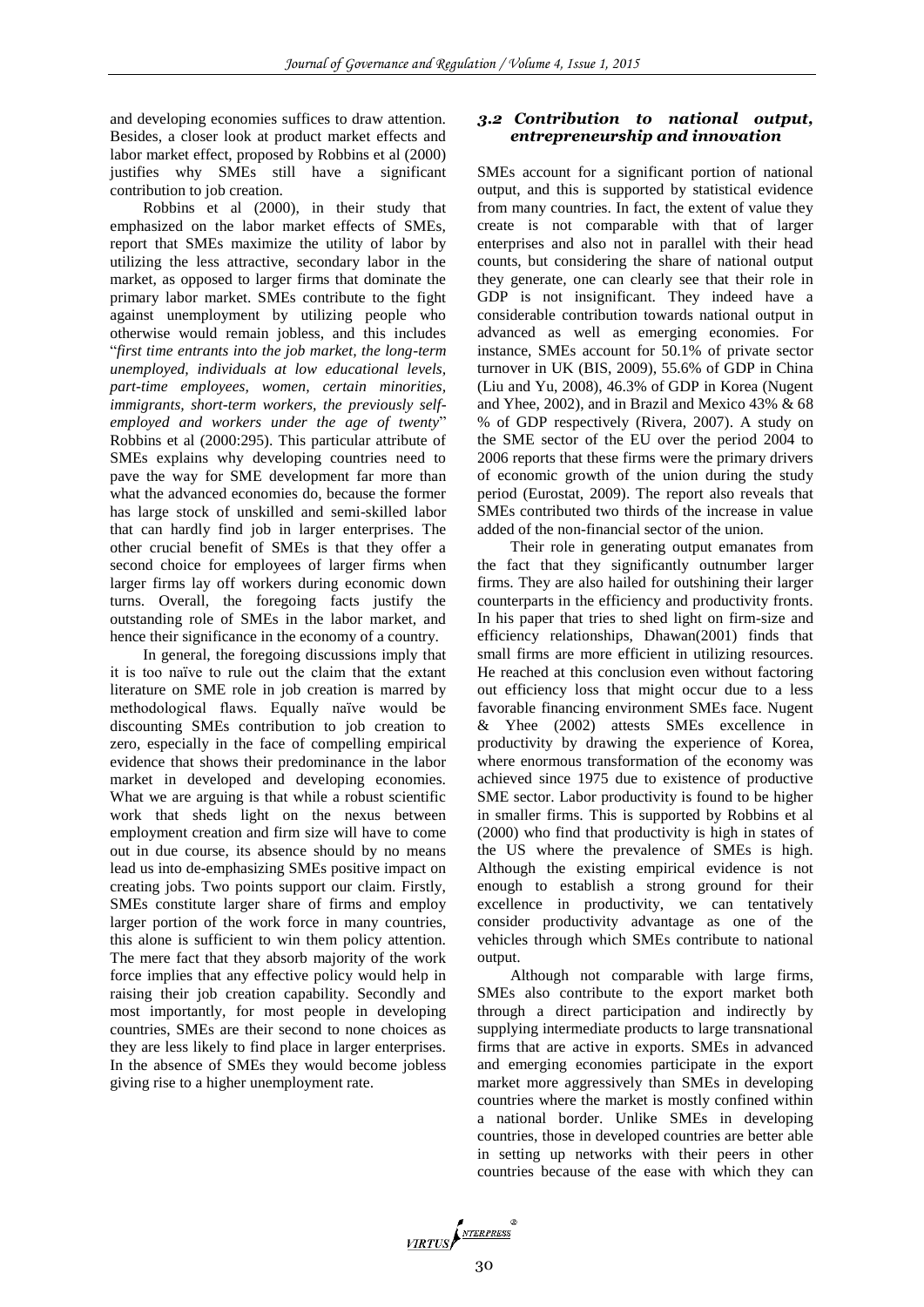and developing economies suffices to draw attention. Besides, a closer look at product market effects and labor market effect, proposed by Robbins et al (2000) justifies why SMEs still have a significant contribution to job creation.

Robbins et al (2000), in their study that emphasized on the labor market effects of SMEs, report that SMEs maximize the utility of labor by utilizing the less attractive, secondary labor in the market, as opposed to larger firms that dominate the primary labor market. SMEs contribute to the fight against unemployment by utilizing people who otherwise would remain jobless, and this includes "*first time entrants into the job market, the long-term unemployed, individuals at low educational levels, part-time employees, women, certain minorities, immigrants, short-term workers, the previously self-employed and workers under the age of twenty*" Robbins et al (2000:295). This particular attribute of SMEs explains why developing countries need to pave the way for SME development far more than what the advanced economies do, because the former has large stock of unskilled and semi-skilled labor that can hardly find job in larger enterprises. The other crucial benefit of SMEs is that they offer a second choice for employees of larger firms when larger firms lay off workers during economic down turns. Overall, the foregoing facts justify the outstanding role of SMEs in the labor market, and hence their significance in the economy of a country.

In general, the foregoing discussions imply that it is too naïve to rule out the claim that the extant literature on SME role in job creation is marred by methodological flaws. Equally naïve would be discounting SMEs contribution to job creation to zero, especially in the face of compelling empirical evidence that shows their predominance in the labor market in developed and developing economies. What we are arguing is that while a robust scientific work that sheds light on the nexus between employment creation and firm size will have to come out in due course, its absence should by no means lead us into de-emphasizing SMEs positive impact on creating jobs. Two points support our claim. Firstly, SMEs constitute larger share of firms and employ larger portion of the work force in many countries, this alone is sufficient to win them policy attention. The mere fact that they absorb majority of the work force implies that any effective policy would help in raising their job creation capability. Secondly and most importantly, for most people in developing countries, SMEs are their second to none choices as they are less likely to find place in larger enterprises. In the absence of SMEs they would become jobless giving rise to a higher unemployment rate.

### *3.2 Contribution to national output, entrepreneurship and innovation*

SMEs account for a significant portion of national output, and this is supported by statistical evidence from many countries. In fact, the extent of value they create is not comparable with that of larger enterprises and also not in parallel with their head counts, but considering the share of national output they generate, one can clearly see that their role in GDP is not insignificant. They indeed have a considerable contribution towards national output in advanced as well as emerging economies. For instance, SMEs account for 50.1% of private sector turnover in UK (BIS, 2009), 55.6% of GDP in China (Liu and Yu, 2008), 46.3% of GDP in Korea (Nugent and Yhee, 2002), and in Brazil and Mexico 43% & 68 % of GDP respectively (Rivera, 2007). A study on the SME sector of the EU over the period 2004 to 2006 reports that these firms were the primary drivers of economic growth of the union during the study period (Eurostat, 2009). The report also reveals that SMEs contributed two thirds of the increase in value added of the non-financial sector of the union.

Their role in generating output emanates from the fact that they significantly outnumber larger firms. They are also hailed for outshining their larger counterparts in the efficiency and productivity fronts. In his paper that tries to shed light on firm-size and efficiency relationships, Dhawan(2001) finds that small firms are more efficient in utilizing resources. He reached at this conclusion even without factoring out efficiency loss that might occur due to a less favorable financing environment SMEs face. Nugent & Yhee (2002) attests SMEs excellence in productivity by drawing the experience of Korea, where enormous transformation of the economy was achieved since 1975 due to existence of productive SME sector. Labor productivity is found to be higher in smaller firms. This is supported by Robbins et al (2000) who find that productivity is high in states of the US where the prevalence of SMEs is high. Although the existing empirical evidence is not enough to establish a strong ground for their excellence in productivity, we can tentatively consider productivity advantage as one of the vehicles through which SMEs contribute to national output.

Although not comparable with large firms, SMEs also contribute to the export market both through a direct participation and indirectly by supplying intermediate products to large transnational firms that are active in exports. SMEs in advanced and emerging economies participate in the export market more aggressively than SMEs in developing countries where the market is mostly confined within a national border. Unlike SMEs in developing countries, those in developed countries are better able in setting up networks with their peers in other countries because of the ease with which they can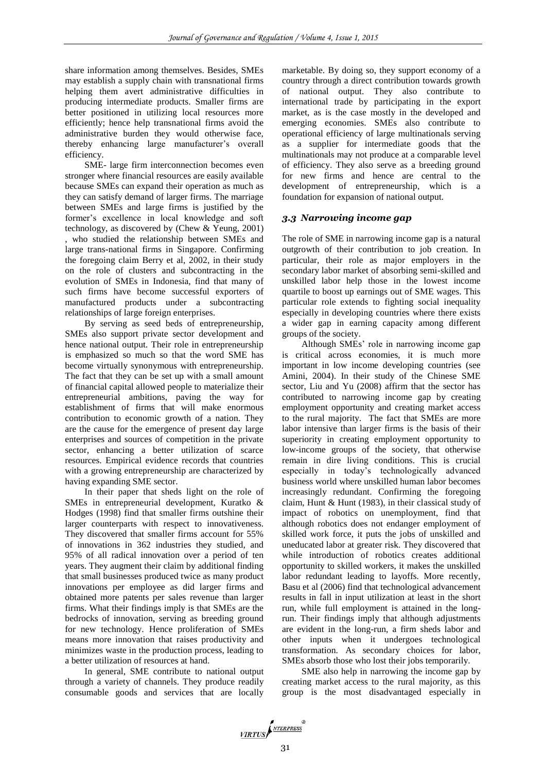share information among themselves. Besides, SMEs may establish a supply chain with transnational firms helping them avert administrative difficulties in producing intermediate products. Smaller firms are better positioned in utilizing local resources more efficiently; hence help transnational firms avoid the administrative burden they would otherwise face, thereby enhancing large manufacturer's overall efficiency.

SME- large firm interconnection becomes even stronger where financial resources are easily available because SMEs can expand their operation as much as they can satisfy demand of larger firms. The marriage between SMEs and large firms is justified by the former's excellence in local knowledge and soft technology, as discovered by (Chew & Yeung, 2001) , who studied the relationship between SMEs and large trans-national firms in Singapore. Confirming the foregoing claim Berry et al, 2002, in their study on the role of clusters and subcontracting in the evolution of SMEs in Indonesia, find that many of such firms have become successful exporters of manufactured products under a subcontracting relationships of large foreign enterprises.

By serving as seed beds of entrepreneurship, SMEs also support private sector development and hence national output. Their role in entrepreneurship is emphasized so much so that the word SME has become virtually synonymous with entrepreneurship. The fact that they can be set up with a small amount of financial capital allowed people to materialize their entrepreneurial ambitions, paving the way for establishment of firms that will make enormous contribution to economic growth of a nation. They are the cause for the emergence of present day large enterprises and sources of competition in the private sector, enhancing a better utilization of scarce resources. Empirical evidence records that countries with a growing entrepreneurship are characterized by having expanding SME sector.

In their paper that sheds light on the role of SMEs in entrepreneurial development, Kuratko & Hodges (1998) find that smaller firms outshine their larger counterparts with respect to innovativeness. They discovered that smaller firms account for 55% of innovations in 362 industries they studied, and 95% of all radical innovation over a period of ten years. They augment their claim by additional finding that small businesses produced twice as many product innovations per employee as did larger firms and obtained more patents per sales revenue than larger firms. What their findings imply is that SMEs are the bedrocks of innovation, serving as breeding ground for new technology. Hence proliferation of SMEs means more innovation that raises productivity and minimizes waste in the production process, leading to a better utilization of resources at hand.

In general, SME contribute to national output through a variety of channels. They produce readily consumable goods and services that are locally marketable. By doing so, they support economy of a country through a direct contribution towards growth of national output. They also contribute to international trade by participating in the export market, as is the case mostly in the developed and emerging economies. SMEs also contribute to operational efficiency of large multinationals serving as a supplier for intermediate goods that the multinationals may not produce at a comparable level of efficiency. They also serve as a breeding ground for new firms and hence are central to the development of entrepreneurship, which is a foundation for expansion of national output.

### *3.3 Narrowing income gap*

The role of SME in narrowing income gap is a natural outgrowth of their contribution to job creation. In particular, their role as major employers in the secondary labor market of absorbing semi-skilled and unskilled labor help those in the lowest income quartile to boost up earnings out of SME wages. This particular role extends to fighting social inequality especially in developing countries where there exists a wider gap in earning capacity among different groups of the society.

Although SMEs' role in narrowing income gap is critical across economies, it is much more important in low income developing countries (see Amini, 2004). In their study of the Chinese SME sector, Liu and Yu (2008) affirm that the sector has contributed to narrowing income gap by creating employment opportunity and creating market access to the rural majority. The fact that SMEs are more labor intensive than larger firms is the basis of their superiority in creating employment opportunity to low-income groups of the society, that otherwise remain in dire living conditions. This is crucial especially in today's technologically advanced business world where unskilled human labor becomes increasingly redundant. Confirming the foregoing claim, Hunt & Hunt (1983), in their classical study of impact of robotics on unemployment, find that although robotics does not endanger employment of skilled work force, it puts the jobs of unskilled and uneducated labor at greater risk. They discovered that while introduction of robotics creates additional opportunity to skilled workers, it makes the unskilled labor redundant leading to layoffs. More recently, Basu et al (2006) find that technological advancement results in fall in input utilization at least in the short run, while full employment is attained in the long-run. Their findings imply that although adjustments are evident in the long-run, a firm sheds labor and other inputs when it undergoes technological transformation. As secondary choices for labor, SMEs absorb those who lost their jobs temporarily.

SME also help in narrowing the income gap by creating market access to the rural majority, as this group is the most disadvantaged especially in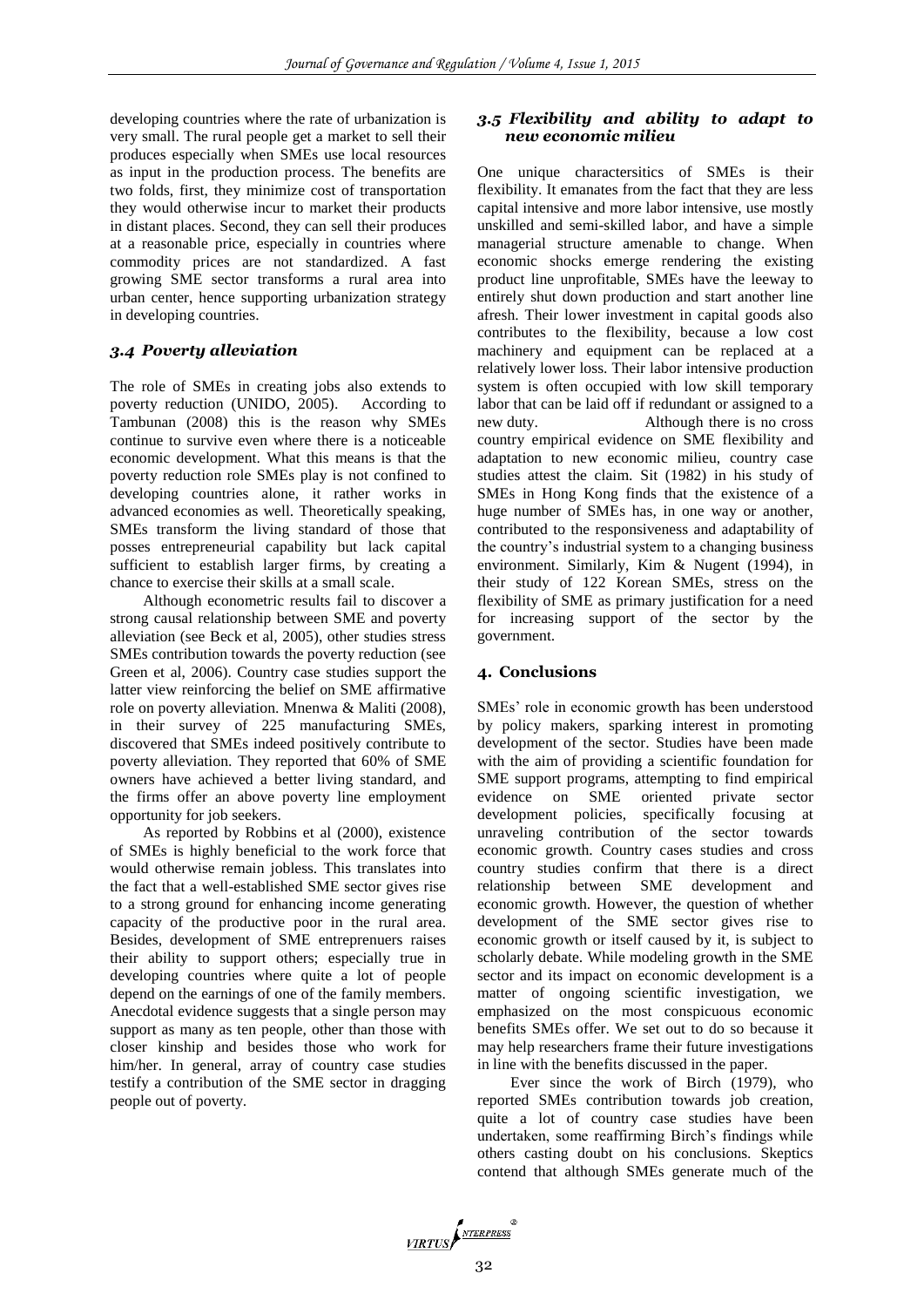developing countries where the rate of urbanization is very small. The rural people get a market to sell their produces especially when SMEs use local resources as input in the production process. The benefits are two folds, first, they minimize cost of transportation they would otherwise incur to market their products in distant places. Second, they can sell their produces at a reasonable price, especially in countries where commodity prices are not standardized. A fast growing SME sector transforms a rural area into urban center, hence supporting urbanization strategy in developing countries.

### *3.4 Poverty alleviation*

The role of SMEs in creating jobs also extends to poverty reduction (UNIDO, 2005). According to Tambunan (2008) this is the reason why SMEs continue to survive even where there is a noticeable economic development. What this means is that the poverty reduction role SMEs play is not confined to developing countries alone, it rather works in advanced economies as well. Theoretically speaking, SMEs transform the living standard of those that posses entrepreneurial capability but lack capital sufficient to establish larger firms, by creating a chance to exercise their skills at a small scale.

Although econometric results fail to discover a strong causal relationship between SME and poverty alleviation (see Beck et al, 2005), other studies stress SMEs contribution towards the poverty reduction (see Green et al, 2006). Country case studies support the latter view reinforcing the belief on SME affirmative role on poverty alleviation. Mnenwa & Maliti (2008), in their survey of 225 manufacturing SMEs, discovered that SMEs indeed positively contribute to poverty alleviation. They reported that 60% of SME owners have achieved a better living standard, and the firms offer an above poverty line employment opportunity for job seekers.

As reported by Robbins et al (2000), existence of SMEs is highly beneficial to the work force that would otherwise remain jobless. This translates into the fact that a well-established SME sector gives rise to a strong ground for enhancing income generating capacity of the productive poor in the rural area. Besides, development of SME entreprenuers raises their ability to support others; especially true in developing countries where quite a lot of people depend on the earnings of one of the family members. Anecdotal evidence suggests that a single person may support as many as ten people, other than those with closer kinship and besides those who work for him/her. In general, array of country case studies testify a contribution of the SME sector in dragging people out of poverty.

### *3.5 Flexibility and ability to adapt to new economic milieu*

One unique charactersitics of SMEs is their flexibility. It emanates from the fact that they are less capital intensive and more labor intensive, use mostly unskilled and semi-skilled labor, and have a simple managerial structure amenable to change. When economic shocks emerge rendering the existing product line unprofitable, SMEs have the leeway to entirely shut down production and start another line afresh. Their lower investment in capital goods also contributes to the flexibility, because a low cost machinery and equipment can be replaced at a relatively lower loss. Their labor intensive production system is often occupied with low skill temporary labor that can be laid off if redundant or assigned to a new duty. Although there is no cross country empirical evidence on SME flexibility and adaptation to new economic milieu, country case studies attest the claim. Sit (1982) in his study of SMEs in Hong Kong finds that the existence of a huge number of SMEs has, in one way or another, contributed to the responsiveness and adaptability of the country's industrial system to a changing business environment. Similarly, Kim & Nugent (1994), in their study of 122 Korean SMEs, stress on the flexibility of SME as primary justification for a need for increasing support of the sector by the government.

## 4. Conclusions

SMEs' role in economic growth has been understood by policy makers, sparking interest in promoting development of the sector. Studies have been made with the aim of providing a scientific foundation for SME support programs, attempting to find empirical evidence on SME oriented private sector development policies, specifically focusing at unraveling contribution of the sector towards economic growth. Country cases studies and cross country studies confirm that there is a direct relationship between SME development and economic growth. However, the question of whether development of the SME sector gives rise to economic growth or itself caused by it, is subject to scholarly debate. While modeling growth in the SME sector and its impact on economic development is a matter of ongoing scientific investigation, we emphasized on the most conspicuous economic benefits SMEs offer. We set out to do so because it may help researchers frame their future investigations in line with the benefits discussed in the paper.

Ever since the work of Birch (1979), who reported SMEs contribution towards job creation, quite a lot of country case studies have been undertaken, some reaffirming Birch's findings while others casting doubt on his conclusions. Skeptics contend that although SMEs generate much of the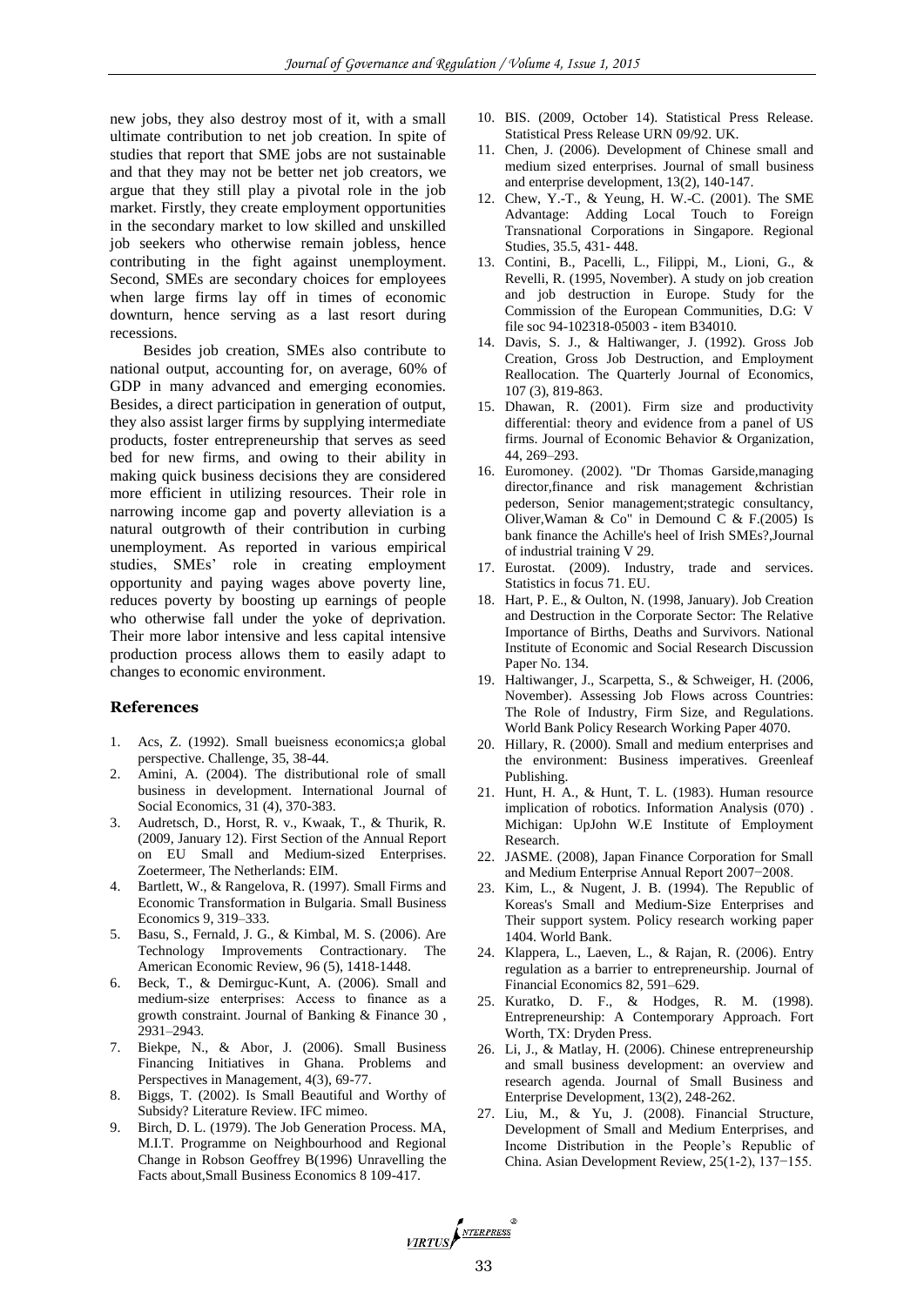new jobs, they also destroy most of it, with a small ultimate contribution to net job creation. In spite of studies that report that SME jobs are not sustainable and that they may not be better net job creators, we argue that they still play a pivotal role in the job market. Firstly, they create employment opportunities in the secondary market to low skilled and unskilled job seekers who otherwise remain jobless, hence contributing in the fight against unemployment. Second, SMEs are secondary choices for employees when large firms lay off in times of economic downturn, hence serving as a last resort during recessions.

Besides job creation, SMEs also contribute to national output, accounting for, on average, 60% of GDP in many advanced and emerging economies. Besides, a direct participation in generation of output, they also assist larger firms by supplying intermediate products, foster entrepreneurship that serves as seed bed for new firms, and owing to their ability in making quick business decisions they are considered more efficient in utilizing resources. Their role in narrowing income gap and poverty alleviation is a natural outgrowth of their contribution in curbing unemployment. As reported in various empirical studies, SMEs' role in creating employment opportunity and paying wages above poverty line, reduces poverty by boosting up earnings of people who otherwise fall under the yoke of deprivation. Their more labor intensive and less capital intensive production process allows them to easily adapt to changes to economic environment.

## References

1. Acs, Z. (1992). Small bueisness economics;a global perspective. Challenge, 35, 38-44.
2. Amini, A. (2004). The distributional role of small business in development. International Journal of Social Economics, 31 (4), 370-383.
3. Audretsch, D., Horst, R. v., Kwaak, T., & Thurik, R. (2009, January 12). First Section of the Annual Report on EU Small and Medium-sized Enterprises. Zoetermeer, The Netherlands: EIM.
4. Bartlett, W., & Rangelova, R. (1997). Small Firms and Economic Transformation in Bulgaria. Small Business Economics 9, 319–333.
5. Basu, S., Fernald, J. G., & Kimbal, M. S. (2006). Are Technology Improvements Contractionary. The American Economic Review, 96 (5), 1418-1448.
6. Beck, T., & Demirguc-Kunt, A. (2006). Small and medium-size enterprises: Access to finance as a growth constraint. Journal of Banking & Finance 30 , 2931–2943.
7. Biekpe, N., & Abor, J. (2006). Small Business Financing Initiatives in Ghana. Problems and Perspectives in Management, 4(3), 69-77.
8. Biggs, T. (2002). Is Small Beautiful and Worthy of Subsidy? Literature Review. IFC mimeo.
9. Birch, D. L. (1979). The Job Generation Process. MA, M.I.T. Programme on Neighbourhood and Regional Change in Robson Geoffrey B(1996) Unravelling the Facts about,Small Business Economics 8 109-417.
10. BIS. (2009, October 14). Statistical Press Release. Statistical Press Release URN 09/92. UK.
11. Chen, J. (2006). Development of Chinese small and medium sized enterprises. Journal of small business and enterprise development, 13(2), 140-147.
12. Chew, Y.-T., & Yeung, H. W.-C. (2001). The SME Advantage: Adding Local Touch to Foreign Transnational Corporations in Singapore. Regional Studies, 35.5, 431- 448.
13. Contini, B., Pacelli, L., Filippi, M., Lioni, G., & Revelli, R. (1995, November). A study on job creation and job destruction in Europe. Study for the Commission of the European Communities, D.G: V file soc 94-102318-05003 - item B34010.
14. Davis, S. J., & Haltiwanger, J. (1992). Gross Job Creation, Gross Job Destruction, and Employment Reallocation. The Quarterly Journal of Economics, 107 (3), 819-863.
15. Dhawan, R. (2001). Firm size and productivity differential: theory and evidence from a panel of US firms. Journal of Economic Behavior & Organization, 44, 269–293.
16. Euromoney. (2002). "Dr Thomas Garside,managing director,finance and risk management &christian pederson, Senior management;strategic consultancy, Oliver,Waman & Co" in Demound C & F.(2005) Is bank finance the Achille's heel of Irish SMEs?,Journal of industrial training V 29.
17. Eurostat. (2009). Industry, trade and services. Statistics in focus 71. EU.
18. Hart, P. E., & Oulton, N. (1998, January). Job Creation and Destruction in the Corporate Sector: The Relative Importance of Births, Deaths and Survivors. National Institute of Economic and Social Research Discussion Paper No. 134.
19. Haltiwanger, J., Scarpetta, S., & Schweiger, H. (2006, November). Assessing Job Flows across Countries: The Role of Industry, Firm Size, and Regulations. World Bank Policy Research Working Paper 4070.
20. Hillary, R. (2000). Small and medium enterprises and the environment: Business imperatives. Greenleaf Publishing.
21. Hunt, H. A., & Hunt, T. L. (1983). Human resource implication of robotics. Information Analysis (070) . Michigan: UpJohn W.E Institute of Employment Research.
22. JASME. (2008), Japan Finance Corporation for Small and Medium Enterprise Annual Report 2007−2008.
23. Kim, L., & Nugent, J. B. (1994). The Republic of Koreas's Small and Medium-Size Enterprises and Their support system. Policy research working paper 1404. World Bank.
24. Klappera, L., Laeven, L., & Rajan, R. (2006). Entry regulation as a barrier to entrepreneurship. Journal of Financial Economics 82, 591–629.
25. Kuratko, D. F., & Hodges, R. M. (1998). Entrepreneurship: A Contemporary Approach. Fort Worth, TX: Dryden Press.
26. Li, J., & Matlay, H. (2006). Chinese entrepreneurship and small business development: an overview and research agenda. Journal of Small Business and Enterprise Development, 13(2), 248-262.
27. Liu, M., & Yu, J. (2008). Financial Structure, Development of Small and Medium Enterprises, and Income Distribution in the People's Republic of China. Asian Development Review, 25(1-2), 137−155.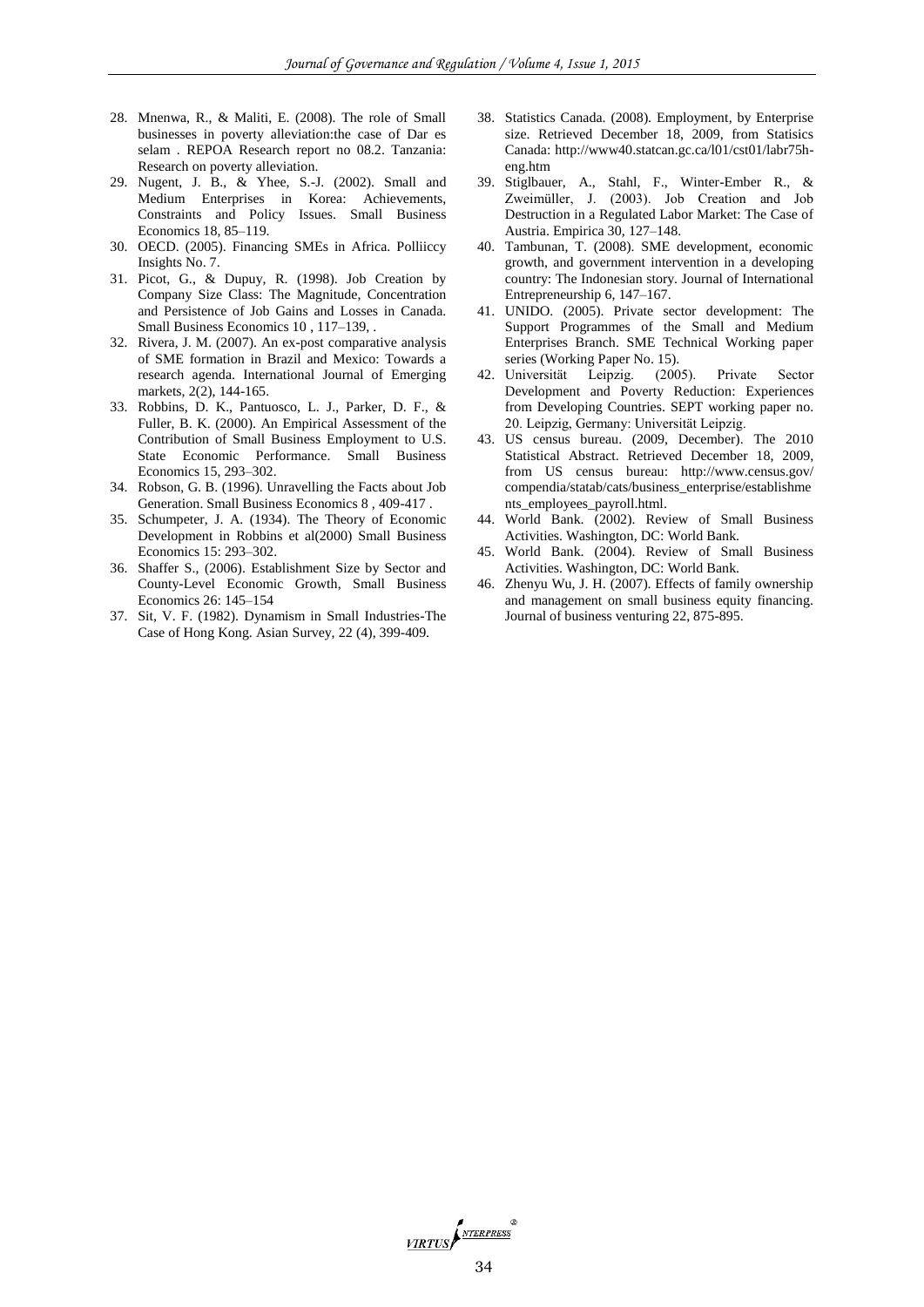28. Mnenwa, R., & Maliti, E. (2008). The role of Small businesses in poverty alleviation:the case of Dar es selam . REPOA Research report no 08.2. Tanzania: Research on poverty alleviation.
29. Nugent, J. B., & Yhee, S.-J. (2002). Small and Medium Enterprises in Korea: Achievements, Constraints and Policy Issues. Small Business Economics 18, 85–119.
30. OECD. (2005). Financing SMEs in Africa. Polliiccy Insights No. 7.
31. Picot, G., & Dupuy, R. (1998). Job Creation by Company Size Class: The Magnitude, Concentration and Persistence of Job Gains and Losses in Canada. Small Business Economics 10 , 117–139, .
32. Rivera, J. M. (2007). An ex-post comparative analysis of SME formation in Brazil and Mexico: Towards a research agenda. International Journal of Emerging markets, 2(2), 144-165.
33. Robbins, D. K., Pantuosco, L. J., Parker, D. F., & Fuller, B. K. (2000). An Empirical Assessment of the Contribution of Small Business Employment to U.S. State Economic Performance. Small Business Economics 15, 293–302.
34. Robson, G. B. (1996). Unravelling the Facts about Job Generation. Small Business Economics 8 , 409-417 .
35. Schumpeter, J. A. (1934). The Theory of Economic Development in Robbins et al(2000) Small Business Economics 15: 293–302.
36. Shaffer S., (2006). Establishment Size by Sector and County-Level Economic Growth, Small Business Economics 26: 145–154
37. Sit, V. F. (1982). Dynamism in Small Industries-The Case of Hong Kong. Asian Survey, 22 (4), 399-409.
38. Statistics Canada. (2008). Employment, by Enterprise size. Retrieved December 18, 2009, from Statisics Canada: http://www40.statcan.gc.ca/l01/cst01/labr75h-eng.htm
39. Stiglbauer, A., Stahl, F., Winter-Ember R., & Zweimüller, J. (2003). Job Creation and Job Destruction in a Regulated Labor Market: The Case of Austria. Empirica 30, 127–148.
40. Tambunan, T. (2008). SME development, economic growth, and government intervention in a developing country: The Indonesian story. Journal of International Entrepreneurship 6, 147–167.
41. UNIDO. (2005). Private sector development: The Support Programmes of the Small and Medium Enterprises Branch. SME Technical Working paper series (Working Paper No. 15).
42. Universität Leipzig. (2005). Private Sector Development and Poverty Reduction: Experiences from Developing Countries. SEPT working paper no. 20. Leipzig, Germany: Universität Leipzig.
43. US census bureau. (2009, December). The 2010 Statistical Abstract. Retrieved December 18, 2009, from US census bureau: http://www.census.gov/compendia/statab/cats/business_enterprise/establishments_employees_payroll.html.
44. World Bank. (2002). Review of Small Business Activities. Washington, DC: World Bank.
45. World Bank. (2004). Review of Small Business Activities. Washington, DC: World Bank.
46. Zhenyu Wu, J. H. (2007). Effects of family ownership and management on small business equity financing. Journal of business venturing 22, 875-895.